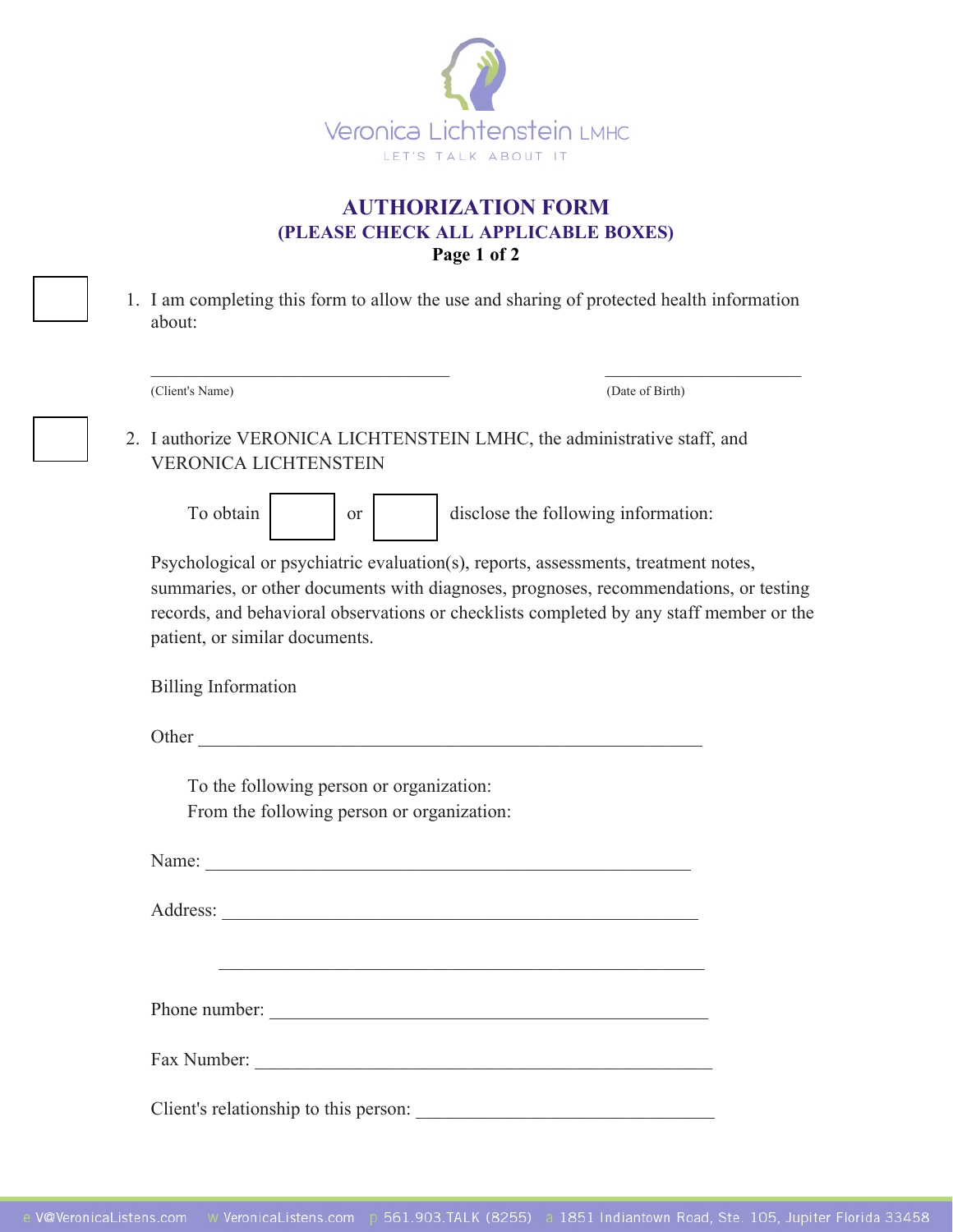Veronica Lichtenstein LMHC

LET'S TALK ABOUT IT

# AUTHORIZATION FORM

## (PLEASE CHECK ALL APPLICABLE BOXES)

**Page 1 of 2**

☐ 1. I am completing this form to allow the use and sharing of protected health information about:

\_\_\_\_\_\_\_\_\_\_\_\_\_\_\_\_\_\_\_\_\_\_\_\_\_\_\_\_\_\_\_\_\_\_ (Client's Name)

\_\_\_\_\_\_\_\_\_\_\_\_\_\_\_\_\_\_\_\_\_\_ (Date of Birth)

☐ 2. I authorize VERONICA LICHTENSTEIN LMHC, the administrative staff, and VERONICA LICHTENSTEIN

To obtain ☐ or ☐ disclose the following information:

Psychological or psychiatric evaluation(s), reports, assessments, treatment notes, summaries, or other documents with diagnoses, prognoses, recommendations, or testing records, and behavioral observations or checklists completed by any staff member or the patient, or similar documents.

Billing Information

Other \_\_\_\_\_\_\_\_\_\_\_\_\_\_\_\_\_\_\_\_\_\_\_\_\_\_\_\_\_\_\_\_\_\_\_\_\_\_\_\_\_\_\_\_\_\_\_\_\_\_\_\_\_\_

To the following person or organization:
From the following person or organization:

Name: \_\_\_\_\_\_\_\_\_\_\_\_\_\_\_\_\_\_\_\_\_\_\_\_\_\_\_\_\_\_\_\_\_\_\_\_\_\_\_\_\_\_\_\_\_\_\_\_\_\_\_\_\_\_

Address: \_\_\_\_\_\_\_\_\_\_\_\_\_\_\_\_\_\_\_\_\_\_\_\_\_\_\_\_\_\_\_\_\_\_\_\_\_\_\_\_\_\_\_\_\_\_\_\_\_\_\_\_

\_\_\_\_\_\_\_\_\_\_\_\_\_\_\_\_\_\_\_\_\_\_\_\_\_\_\_\_\_\_\_\_\_\_\_\_\_\_\_\_\_\_\_\_\_\_\_\_\_\_\_\_\_\_

Phone number: \_\_\_\_\_\_\_\_\_\_\_\_\_\_\_\_\_\_\_\_\_\_\_\_\_\_\_\_\_\_\_\_\_\_\_\_\_\_\_\_\_\_\_\_\_\_\_\_

Fax Number: \_\_\_\_\_\_\_\_\_\_\_\_\_\_\_\_\_\_\_\_\_\_\_\_\_\_\_\_\_\_\_\_\_\_\_\_\_\_\_\_\_\_\_\_\_\_\_\_\_\_

Client's relationship to this person: \_\_\_\_\_\_\_\_\_\_\_\_\_\_\_\_\_\_\_\_\_\_\_\_\_\_\_\_\_\_\_\_

e V@VeronicaListens.com w VeronicaListens.com p 561.903.TALK (8255) a 1851 Indiantown Road, Ste. 105, Jupiter Florida 33458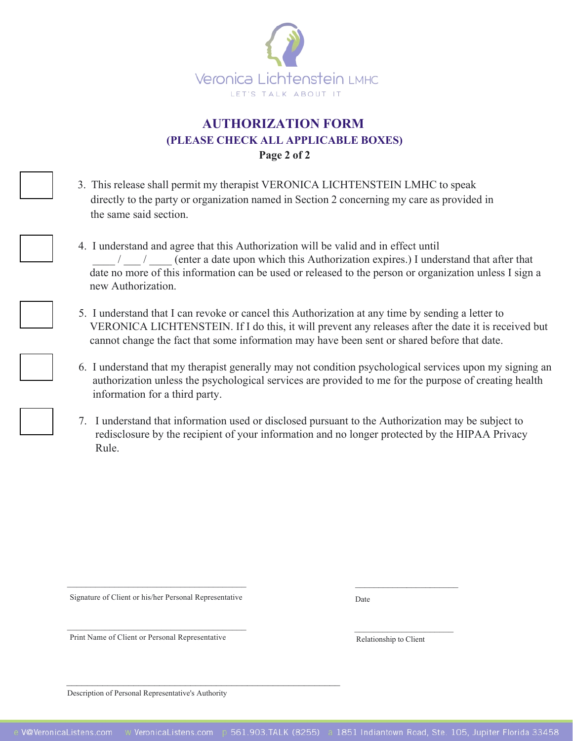Veronica Lichtenstein LMHC

LET'S TALK ABOUT IT

# AUTHORIZATION FORM

## (PLEASE CHECK ALL APPLICABLE BOXES)

**Page 2 of 2**

☐ 3. This release shall permit my therapist VERONICA LICHTENSTEIN LMHC to speak directly to the party or organization named in Section 2 concerning my care as provided in the same said section.

☐ 4. I understand and agree that this Authorization will be valid and in effect until ____ / ___ / ____ (enter a date upon which this Authorization expires.) I understand that after that date no more of this information can be used or released to the person or organization unless I sign a new Authorization.

☐ 5. I understand that I can revoke or cancel this Authorization at any time by sending a letter to VERONICA LICHTENSTEIN. If I do this, it will prevent any releases after the date it is received but cannot change the fact that some information may have been sent or shared before that date.

☐ 6. I understand that my therapist generally may not condition psychological services upon my signing an authorization unless the psychological services are provided to me for the purpose of creating health information for a third party.

☐ 7. I understand that information used or disclosed pursuant to the Authorization may be subject to redisclosure by the recipient of your information and no longer protected by the HIPAA Privacy Rule.

______________________________________ ________________________

Signature of Client or his/her Personal Representative Date

______________________________________ ________________________

Print Name of Client or Personal Representative Relationship to Client

__________________________________________________________

Description of Personal Representative's Authority

e V@VeronicaListens.com w VeronicaListens.com p 561.903.TALK (8255) a 1851 Indiantown Road, Ste. 105, Jupiter Florida 33458